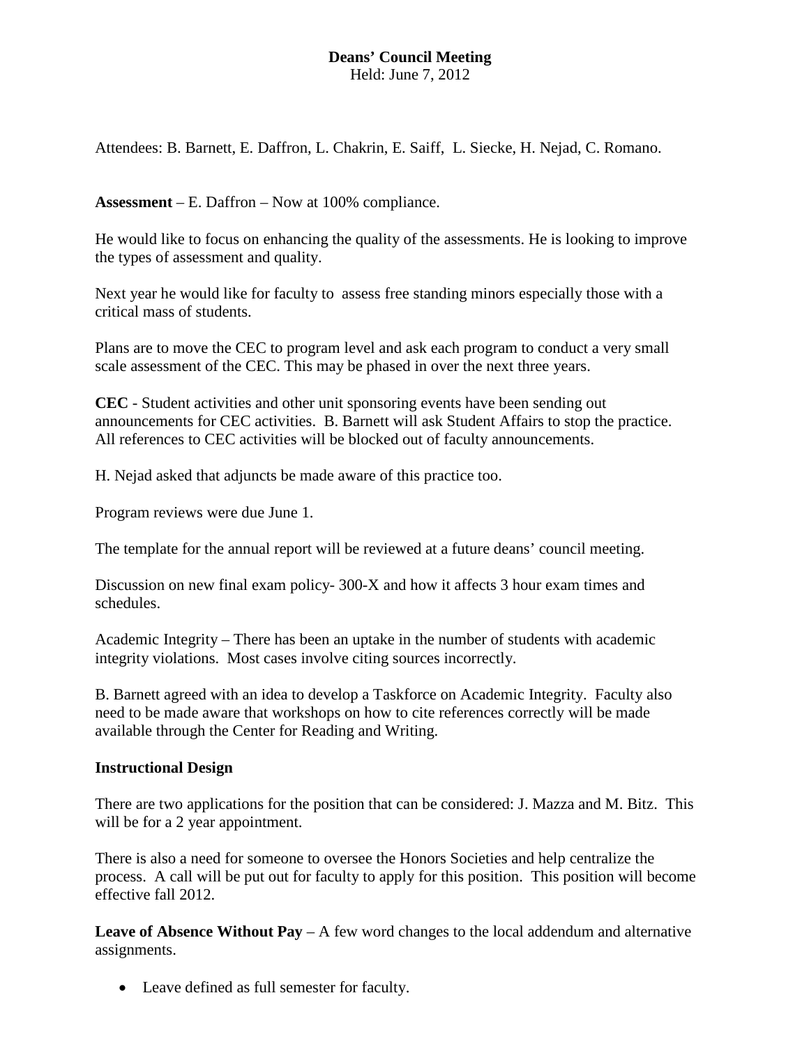**Deans' Council Meeting**
Held: June 7, 2012

Attendees: B. Barnett, E. Daffron, L. Chakrin, E. Saiff, L. Siecke, H. Nejad, C. Romano.

**Assessment** – E. Daffron – Now at 100% compliance.

He would like to focus on enhancing the quality of the assessments. He is looking to improve the types of assessment and quality.

Next year he would like for faculty to assess free standing minors especially those with a critical mass of students.

Plans are to move the CEC to program level and ask each program to conduct a very small scale assessment of the CEC. This may be phased in over the next three years.

**CEC** - Student activities and other unit sponsoring events have been sending out announcements for CEC activities. B. Barnett will ask Student Affairs to stop the practice. All references to CEC activities will be blocked out of faculty announcements.

H. Nejad asked that adjuncts be made aware of this practice too.

Program reviews were due June 1.

The template for the annual report will be reviewed at a future deans' council meeting.

Discussion on new final exam policy- 300-X and how it affects 3 hour exam times and schedules.

Academic Integrity – There has been an uptake in the number of students with academic integrity violations. Most cases involve citing sources incorrectly.

B. Barnett agreed with an idea to develop a Taskforce on Academic Integrity. Faculty also need to be made aware that workshops on how to cite references correctly will be made available through the Center for Reading and Writing.

**Instructional Design**

There are two applications for the position that can be considered: J. Mazza and M. Bitz. This will be for a 2 year appointment.

There is also a need for someone to oversee the Honors Societies and help centralize the process. A call will be put out for faculty to apply for this position. This position will become effective fall 2012.

**Leave of Absence Without Pay** – A few word changes to the local addendum and alternative assignments.

- Leave defined as full semester for faculty.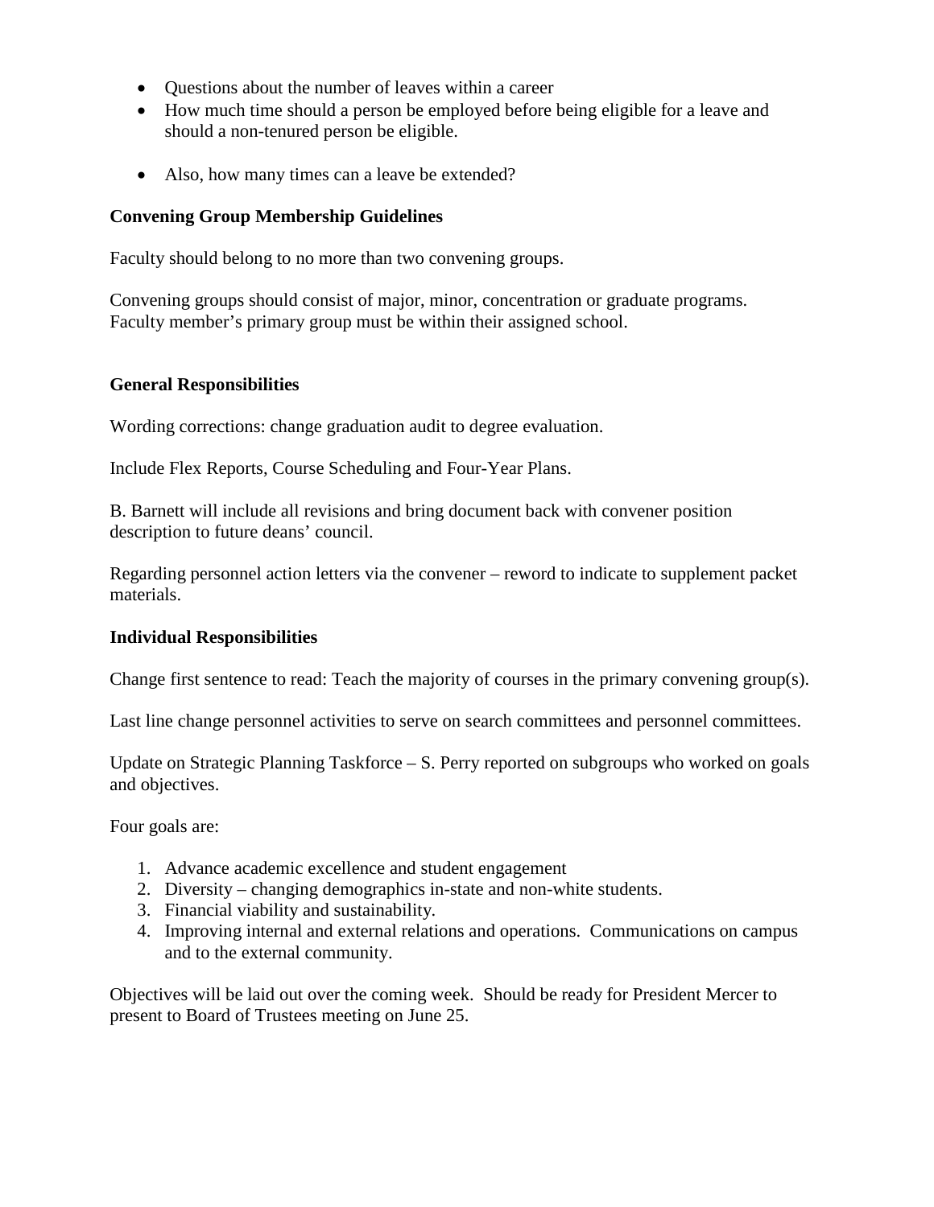- Questions about the number of leaves within a career
- How much time should a person be employed before being eligible for a leave and should a non-tenured person be eligible.
- Also, how many times can a leave be extended?

**Convening Group Membership Guidelines**

Faculty should belong to no more than two convening groups.

Convening groups should consist of major, minor, concentration or graduate programs. Faculty member's primary group must be within their assigned school.

**General Responsibilities**

Wording corrections: change graduation audit to degree evaluation.

Include Flex Reports, Course Scheduling and Four-Year Plans.

B. Barnett will include all revisions and bring document back with convener position description to future deans' council.

Regarding personnel action letters via the convener – reword to indicate to supplement packet materials.

**Individual Responsibilities**

Change first sentence to read: Teach the majority of courses in the primary convening group(s).

Last line change personnel activities to serve on search committees and personnel committees.

Update on Strategic Planning Taskforce – S. Perry reported on subgroups who worked on goals and objectives.

Four goals are:

1. Advance academic excellence and student engagement
2. Diversity – changing demographics in-state and non-white students.
3. Financial viability and sustainability.
4. Improving internal and external relations and operations. Communications on campus and to the external community.

Objectives will be laid out over the coming week. Should be ready for President Mercer to present to Board of Trustees meeting on June 25.